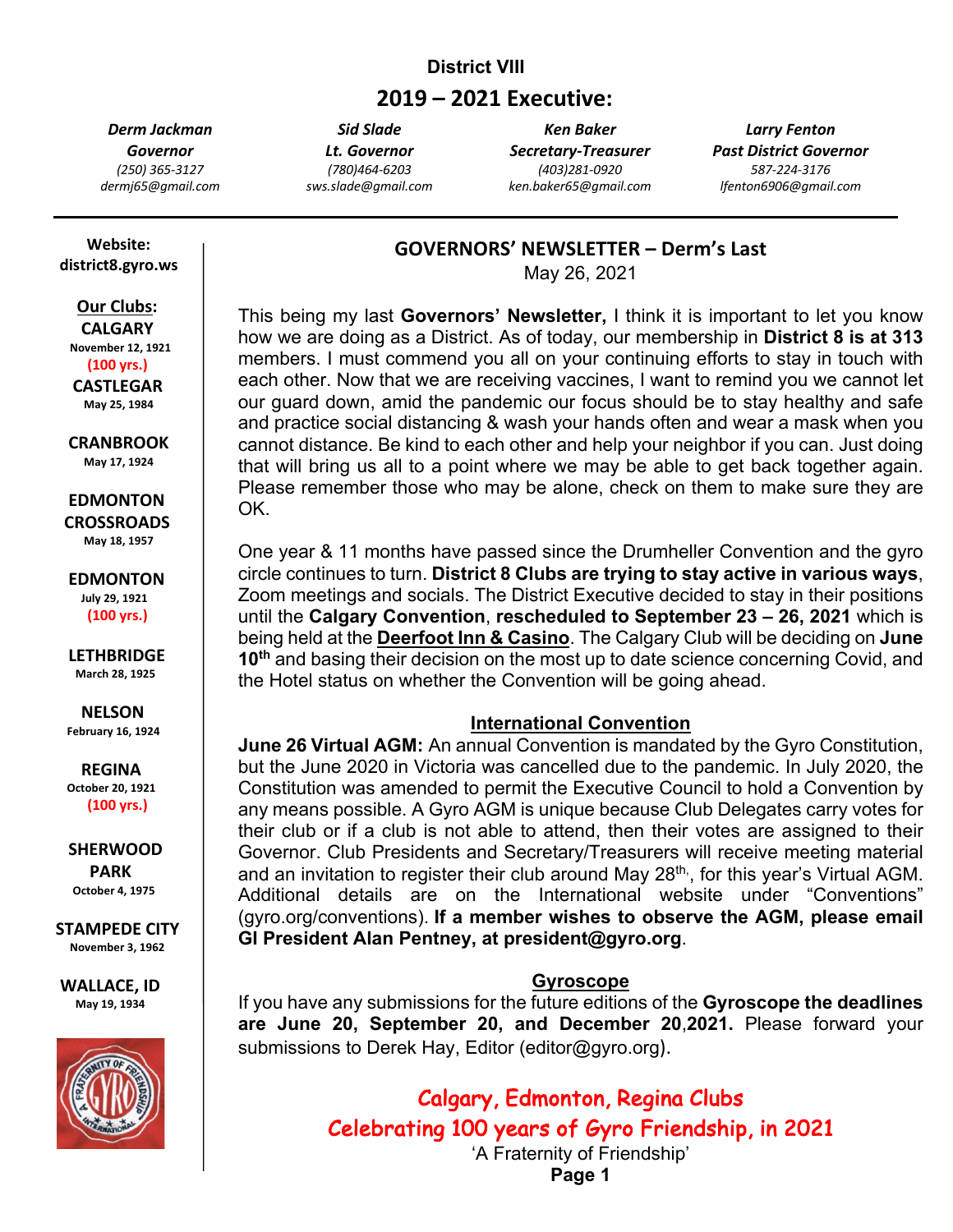**District VIII**

## 2019 – 2021 Executive:

| *Derm Jackman* | *Sid Slade* | *Ken Baker* | *Larry Fenton* |
|---|---|---|---|
| *Governor* | *Lt. Governor* | *Secretary-Treasurer* | *Past District Governor* |
| *(250) 365-3127* | *(780)464-6203* | *(403)281-0920* | *587-224-3176* |
| *dermj65@gmail.com* | *sws.slade@gmail.com* | *ken.baker65@gmail.com* | *lfenton6906@gmail.com* |

**Website:**
**district8.gyro.ws**

**Our Clubs:**

**CALGARY**
November 12, 1921
**(100 yrs.)**

**CASTLEGAR**
May 25, 1984

**CRANBROOK**
May 17, 1924

**EDMONTON CROSSROADS**
May 18, 1957

**EDMONTON**
July 29, 1921
**(100 yrs.)**

**LETHBRIDGE**
March 28, 1925

**NELSON**
February 16, 1924

**REGINA**
October 20, 1921
**(100 yrs.)**

**SHERWOOD PARK**
October 4, 1975

**STAMPEDE CITY**
November 3, 1962

**WALLACE, ID**
May 19, 1934

# GOVERNORS' NEWSLETTER – Derm's Last

May 26, 2021

This being my last **Governors' Newsletter,** I think it is important to let you know how we are doing as a District. As of today, our membership in **District 8 is at 313** members. I must commend you all on your continuing efforts to stay in touch with each other. Now that we are receiving vaccines, I want to remind you we cannot let our guard down, amid the pandemic our focus should be to stay healthy and safe and practice social distancing & wash your hands often and wear a mask when you cannot distance. Be kind to each other and help your neighbor if you can. Just doing that will bring us all to a point where we may be able to get back together again. Please remember those who may be alone, check on them to make sure they are OK.

One year & 11 months have passed since the Drumheller Convention and the gyro circle continues to turn. **District 8 Clubs are trying to stay active in various ways**, Zoom meetings and socials. The District Executive decided to stay in their positions until the **Calgary Convention**, **rescheduled to September 23 – 26, 2021** which is being held at the **Deerfoot Inn & Casino**. The Calgary Club will be deciding on **June 10th** and basing their decision on the most up to date science concerning Covid, and the Hotel status on whether the Convention will be going ahead.

## International Convention

**June 26 Virtual AGM:** An annual Convention is mandated by the Gyro Constitution, but the June 2020 in Victoria was cancelled due to the pandemic. In July 2020, the Constitution was amended to permit the Executive Council to hold a Convention by any means possible. A Gyro AGM is unique because Club Delegates carry votes for their club or if a club is not able to attend, then their votes are assigned to their Governor. Club Presidents and Secretary/Treasurers will receive meeting material and an invitation to register their club around May 28th, for this year's Virtual AGM. Additional details are on the International website under "Conventions" (gyro.org/conventions). **If a member wishes to observe the AGM, please email GI President Alan Pentney, at president@gyro.org**.

## Gyroscope

If you have any submissions for the future editions of the **Gyroscope the deadlines are June 20, September 20, and December 20**,**2021.** Please forward your submissions to Derek Hay, Editor (editor@gyro.org).

**Calgary, Edmonton, Regina Clubs**
**Celebrating 100 years of Gyro Friendship, in 2021**

'A Fraternity of Friendship'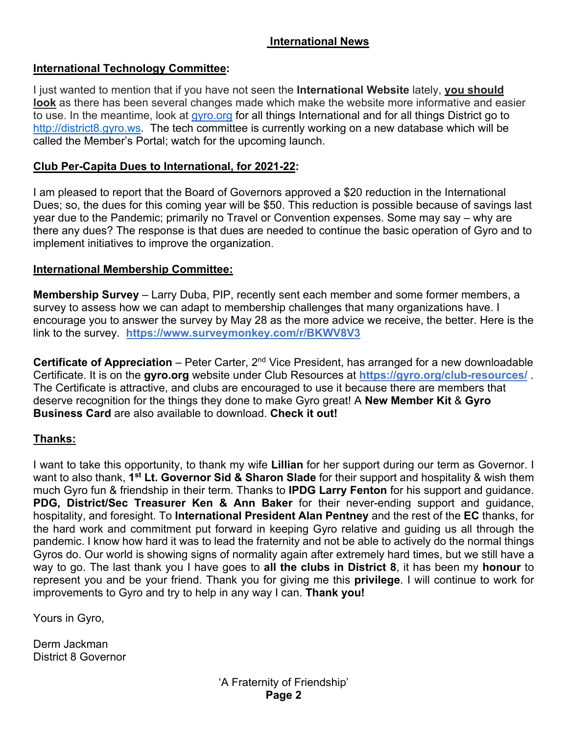# International News

## International Technology Committee:

I just wanted to mention that if you have not seen the **International Website** lately, **you should look** as there has been several changes made which make the website more informative and easier to use. In the meantime, look at gyro.org for all things International and for all things District go to http://district8.gyro.ws. The tech committee is currently working on a new database which will be called the Member's Portal; watch for the upcoming launch.

## Club Per-Capita Dues to International, for 2021-22:

I am pleased to report that the Board of Governors approved a $20 reduction in the International Dues; so, the dues for this coming year will be $50. This reduction is possible because of savings last year due to the Pandemic; primarily no Travel or Convention expenses. Some may say – why are there any dues? The response is that dues are needed to continue the basic operation of Gyro and to implement initiatives to improve the organization.

## International Membership Committee:

**Membership Survey** – Larry Duba, PIP, recently sent each member and some former members, a survey to assess how we can adapt to membership challenges that many organizations have. I encourage you to answer the survey by May 28 as the more advice we receive, the better. Here is the link to the survey. **https://www.surveymonkey.com/r/BKWV8V3**

**Certificate of Appreciation** – Peter Carter, 2nd Vice President, has arranged for a new downloadable Certificate. It is on the **gyro.org** website under Club Resources at **https://gyro.org/club-resources/** . The Certificate is attractive, and clubs are encouraged to use it because there are members that deserve recognition for the things they done to make Gyro great! A **New Member Kit** & **Gyro Business Card** are also available to download. **Check it out!**

## Thanks:

I want to take this opportunity, to thank my wife **Lillian** for her support during our term as Governor. I want to also thank, **1st Lt. Governor Sid & Sharon Slade** for their support and hospitality & wish them much Gyro fun & friendship in their term. Thanks to **IPDG Larry Fenton** for his support and guidance. **PDG, District/Sec Treasurer Ken & Ann Baker** for their never-ending support and guidance, hospitality, and foresight. To **International President Alan Pentney** and the rest of the **EC** thanks, for the hard work and commitment put forward in keeping Gyro relative and guiding us all through the pandemic. I know how hard it was to lead the fraternity and not be able to actively do the normal things Gyros do. Our world is showing signs of normality again after extremely hard times, but we still have a way to go. The last thank you I have goes to **all the clubs in District 8**, it has been my **honour** to represent you and be your friend. Thank you for giving me this **privilege**. I will continue to work for improvements to Gyro and try to help in any way I can. **Thank you!**

Yours in Gyro,

Derm Jackman
District 8 Governor